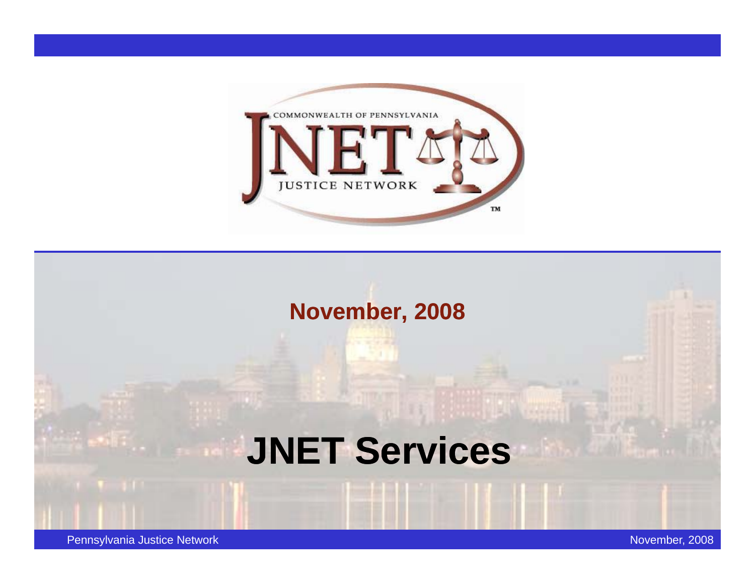COMMONWEALTH OF PENNSYLVANIA

JNET

JUSTICE NETWORK

**November, 2008**

# JNET Services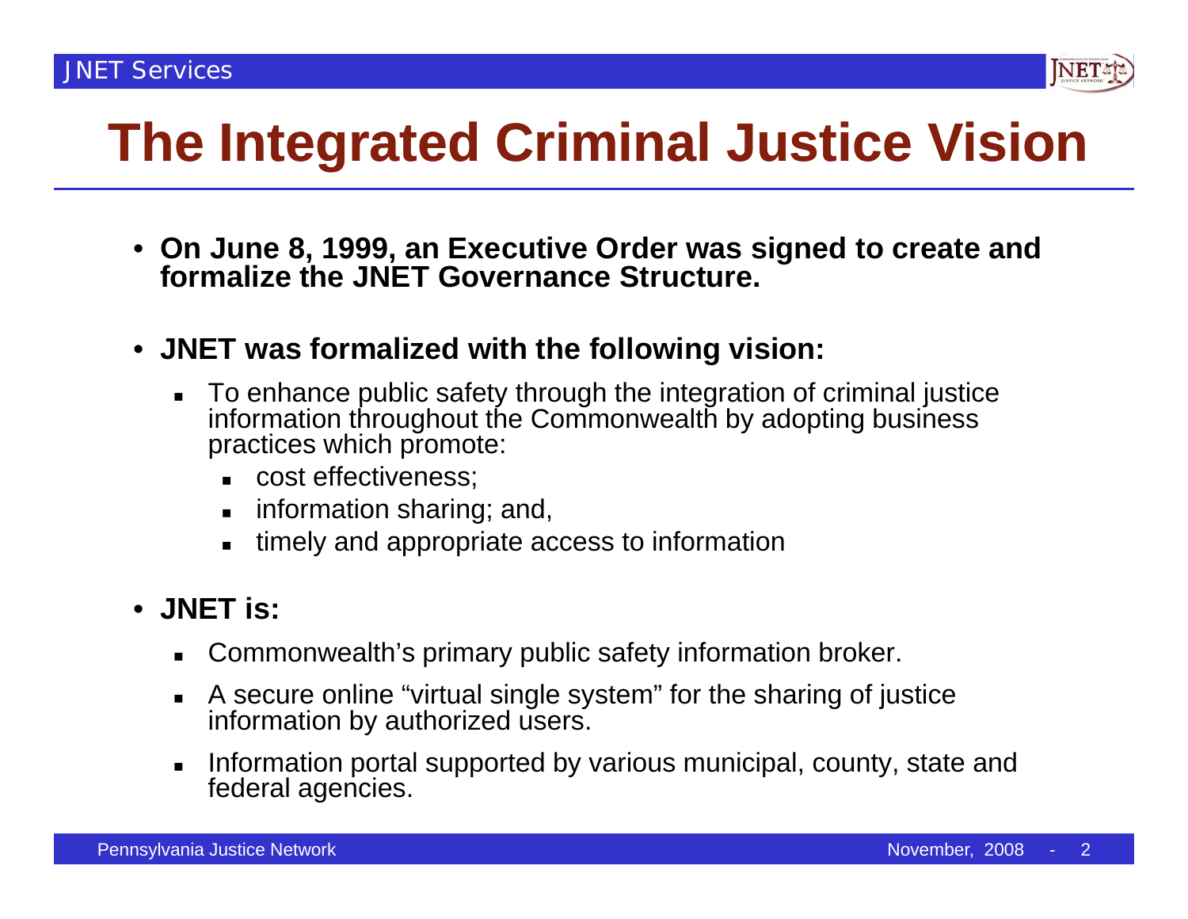# The Integrated Criminal Justice Vision

- **On June 8, 1999, an Executive Order was signed to create and formalize the JNET Governance Structure.**

- **JNET was formalized with the following vision:**
  - To enhance public safety through the integration of criminal justice information throughout the Commonwealth by adopting business practices which promote:
    - cost effectiveness;
    - information sharing; and,
    - timely and appropriate access to information

- **JNET is:**
  - Commonwealth's primary public safety information broker.
  - A secure online "virtual single system" for the sharing of justice information by authorized users.
  - Information portal supported by various municipal, county, state and federal agencies.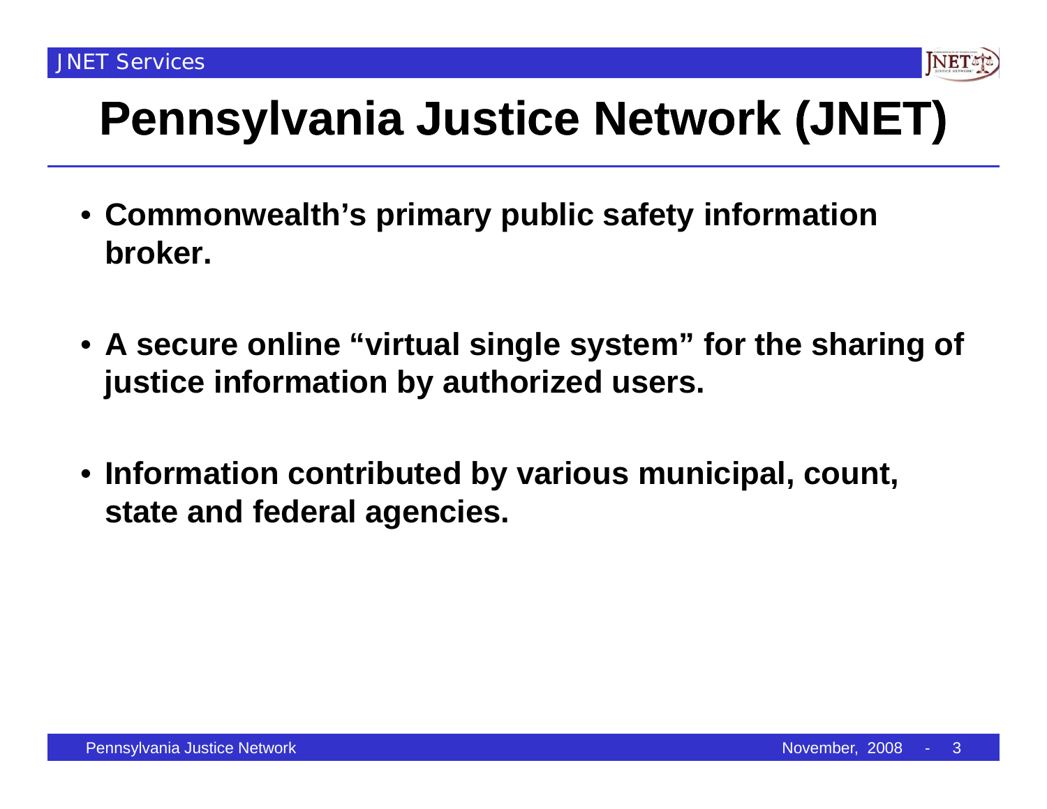# Pennsylvania Justice Network (JNET)

- **Commonwealth's primary public safety information broker.**
- **A secure online "virtual single system" for the sharing of justice information by authorized users.**
- **Information contributed by various municipal, count, state and federal agencies.**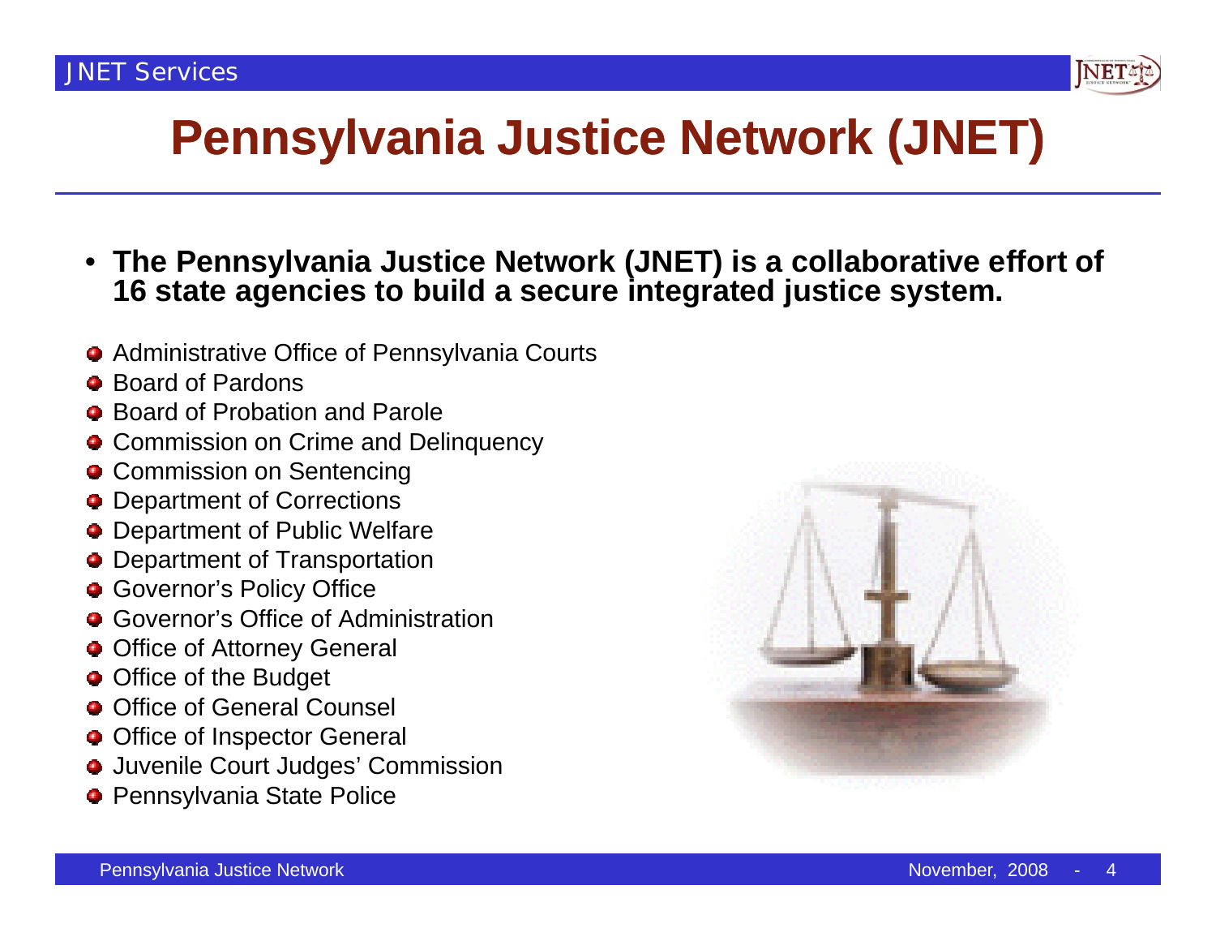# Pennsylvania Justice Network (JNET)

- **The Pennsylvania Justice Network (JNET) is a collaborative effort of 16 state agencies to build a secure integrated justice system.**

- Administrative Office of Pennsylvania Courts
- Board of Pardons
- Board of Probation and Parole
- Commission on Crime and Delinquency
- Commission on Sentencing
- Department of Corrections
- Department of Public Welfare
- Department of Transportation
- Governor's Policy Office
- Governor's Office of Administration
- Office of Attorney General
- Office of the Budget
- Office of General Counsel
- Office of Inspector General
- Juvenile Court Judges' Commission
- Pennsylvania State Police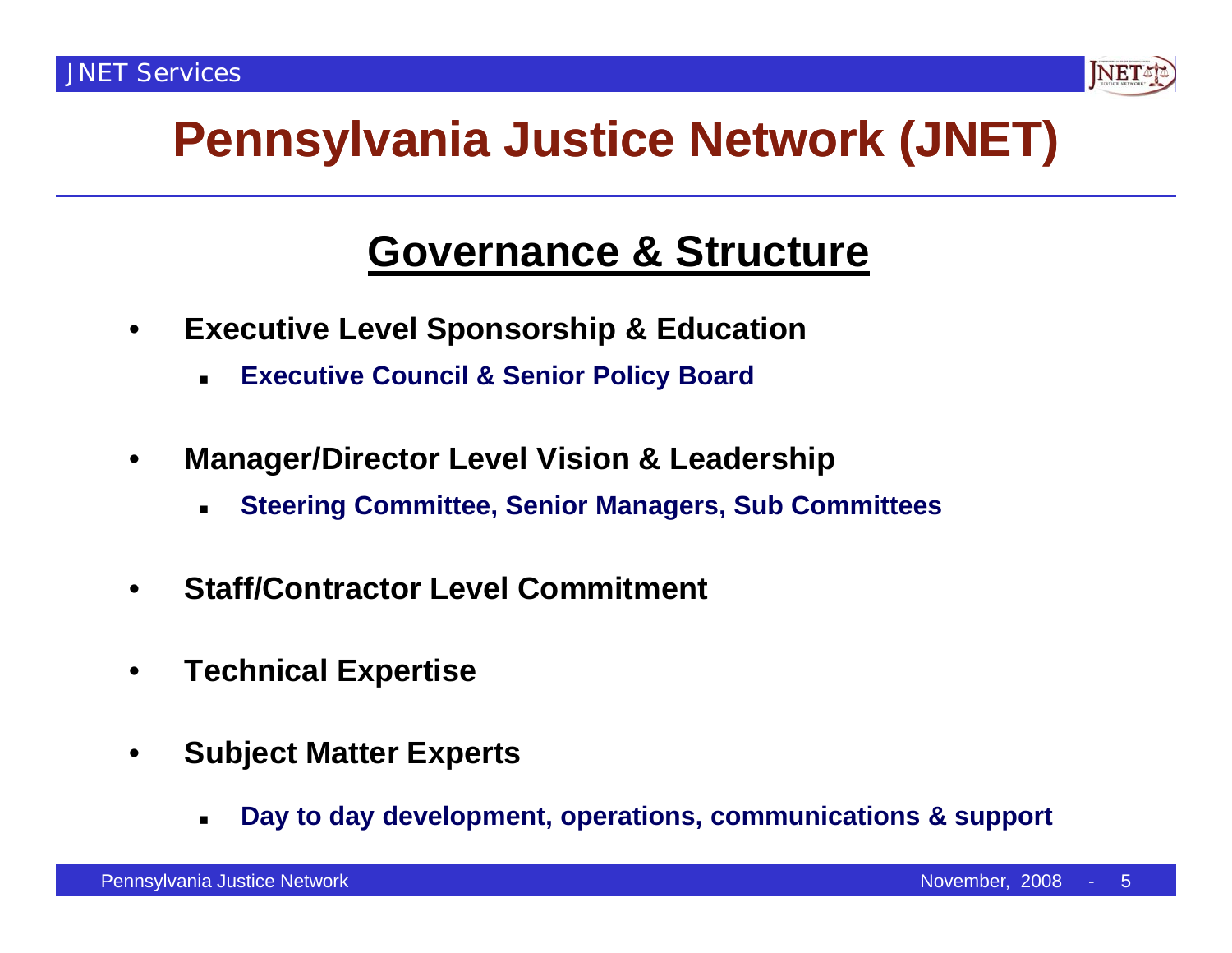# Pennsylvania Justice Network (JNET)

## Governance & Structure

- **Executive Level Sponsorship & Education**
  - **Executive Council & Senior Policy Board**
- **Manager/Director Level Vision & Leadership**
  - **Steering Committee, Senior Managers, Sub Committees**
- **Staff/Contractor Level Commitment**
- **Technical Expertise**
- **Subject Matter Experts**
  - **Day to day development, operations, communications & support**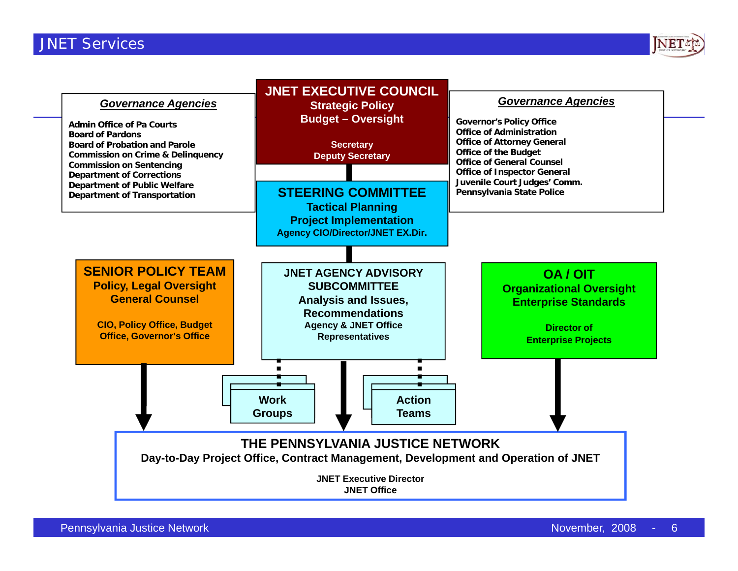# JNET Services

## Governance Agencies

- Admin Office of Pa Courts
- Board of Pardons
- Board of Probation and Parole
- Commission on Crime & Delinquency
- Commission on Sentencing
- Department of Corrections
- Department of Public Welfare
- Department of Transportation

## JNET EXECUTIVE COUNCIL

**Strategic Policy**
**Budget – Oversight**

**Secretary**
**Deputy Secretary**

## Governance Agencies

- Governor's Policy Office
- Office of Administration
- Office of Attorney General
- Office of the Budget
- Office of General Counsel
- Office of Inspector General
- Juvenile Court Judges' Comm.
- Pennsylvania State Police

## STEERING COMMITTEE

**Tactical Planning**
**Project Implementation**
**Agency CIO/Director/JNET EX.Dir.**

## SENIOR POLICY TEAM

**Policy, Legal Oversight**
**General Counsel**

**CIO, Policy Office, Budget Office, Governor's Office**

## JNET AGENCY ADVISORY SUBCOMMITTEE

**Analysis and Issues, Recommendations**
**Agency & JNET Office Representatives**

- Work Groups
- Action Teams

## OA / OIT

**Organizational Oversight**
**Enterprise Standards**

**Director of Enterprise Projects**

## THE PENNSYLVANIA JUSTICE NETWORK

**Day-to-Day Project Office, Contract Management, Development and Operation of JNET**

**JNET Executive Director**
**JNET Office**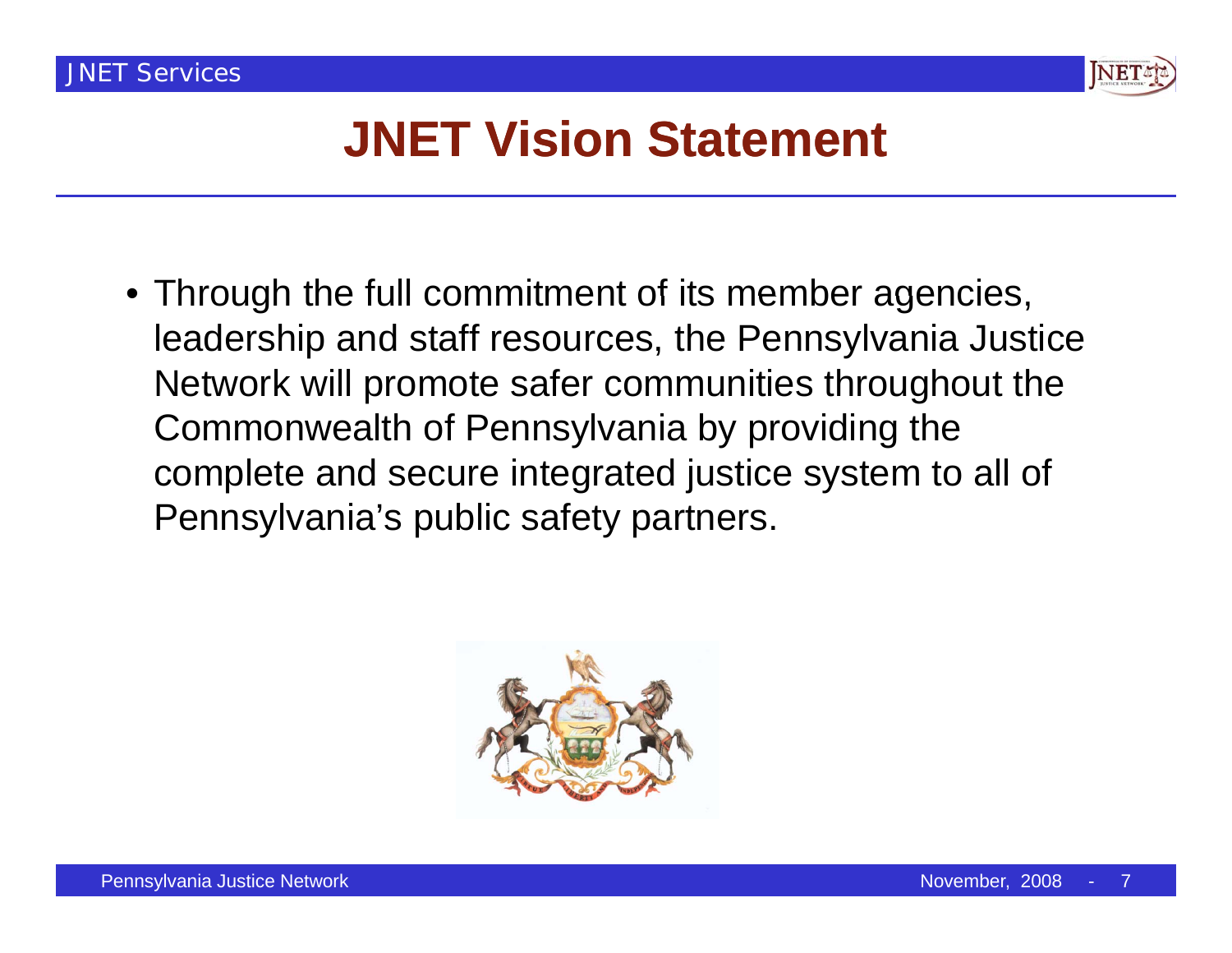# JNET Vision Statement

- Through the full commitment of its member agencies, leadership and staff resources, the Pennsylvania Justice Network will promote safer communities throughout the Commonwealth of Pennsylvania by providing the complete and secure integrated justice system to all of Pennsylvania's public safety partners.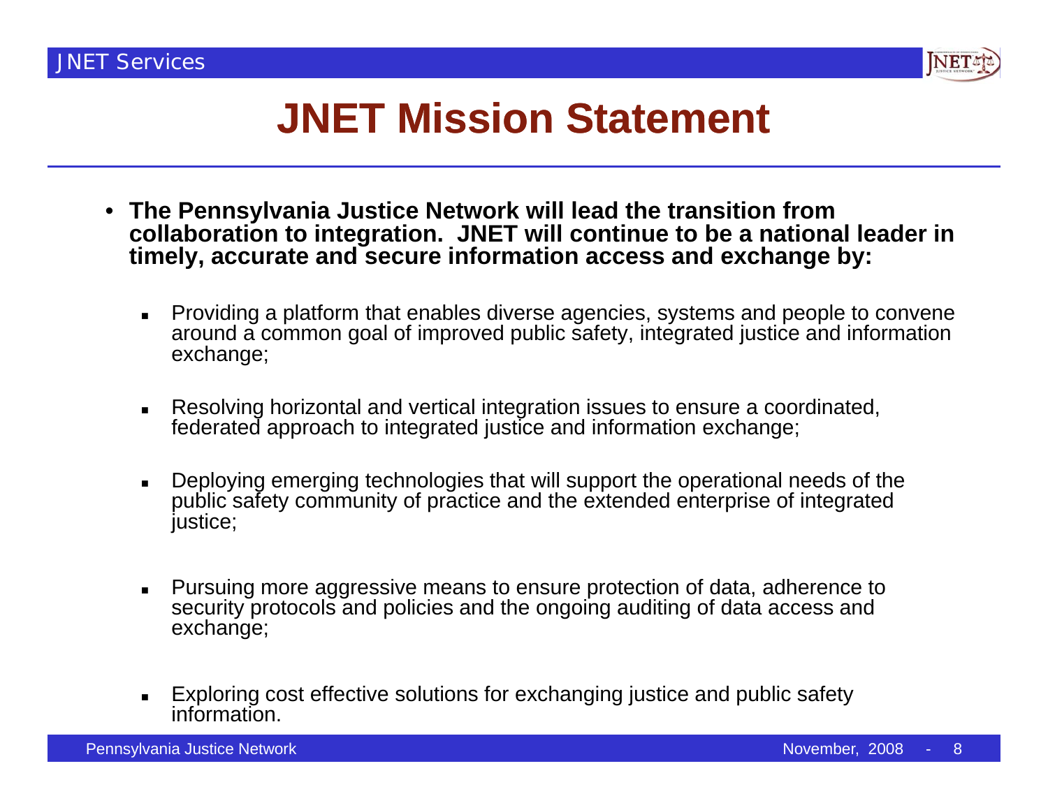# JNET Mission Statement

- **The Pennsylvania Justice Network will lead the transition from collaboration to integration. JNET will continue to be a national leader in timely, accurate and secure information access and exchange by:**
  - Providing a platform that enables diverse agencies, systems and people to convene around a common goal of improved public safety, integrated justice and information exchange;
  - Resolving horizontal and vertical integration issues to ensure a coordinated, federated approach to integrated justice and information exchange;
  - Deploying emerging technologies that will support the operational needs of the public safety community of practice and the extended enterprise of integrated justice;
  - Pursuing more aggressive means to ensure protection of data, adherence to security protocols and policies and the ongoing auditing of data access and exchange;
  - Exploring cost effective solutions for exchanging justice and public safety information.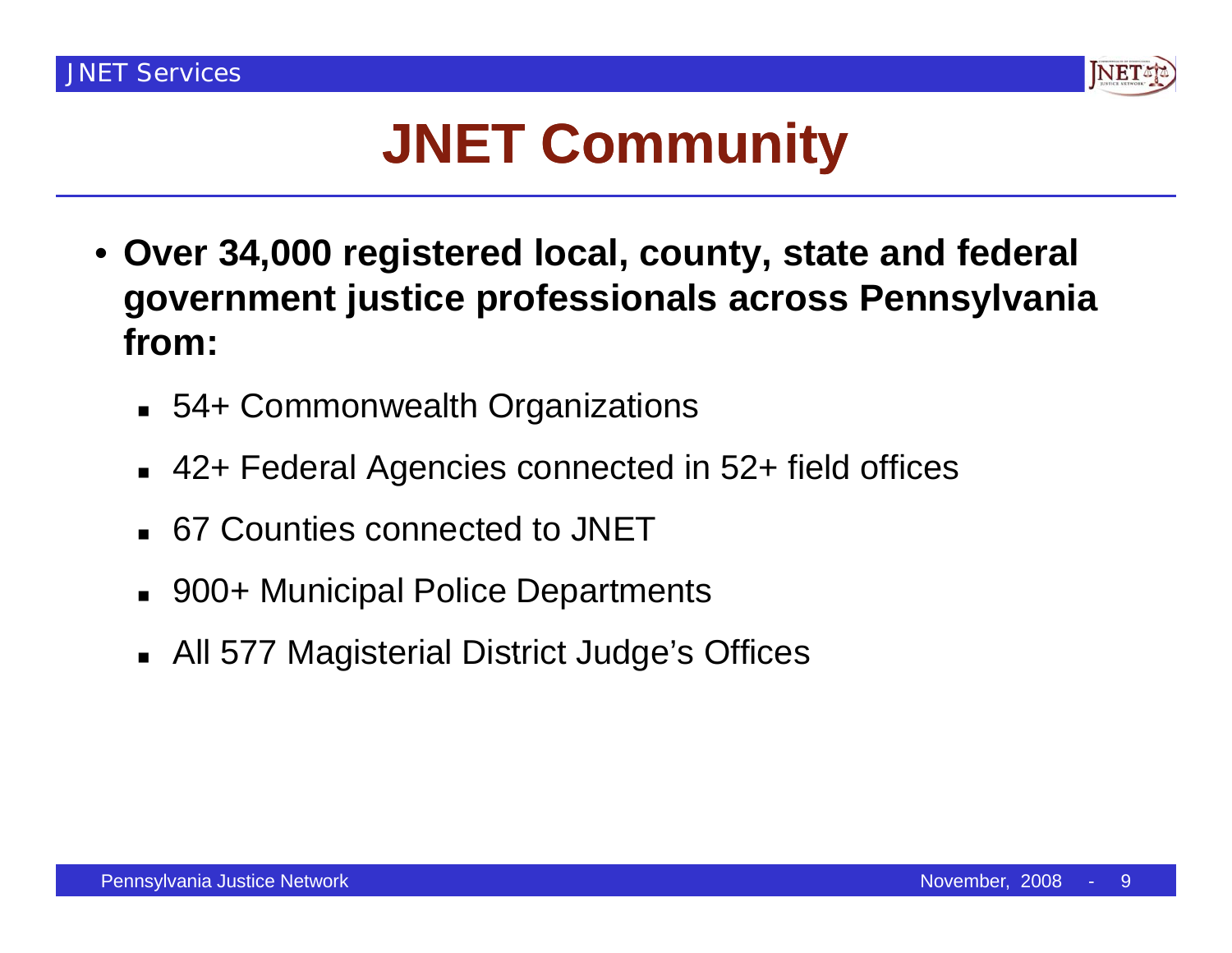# JNET Community

- **Over 34,000 registered local, county, state and federal government justice professionals across Pennsylvania from:**
  - 54+ Commonwealth Organizations
  - 42+ Federal Agencies connected in 52+ field offices
  - 67 Counties connected to JNET
  - 900+ Municipal Police Departments
  - All 577 Magisterial District Judge's Offices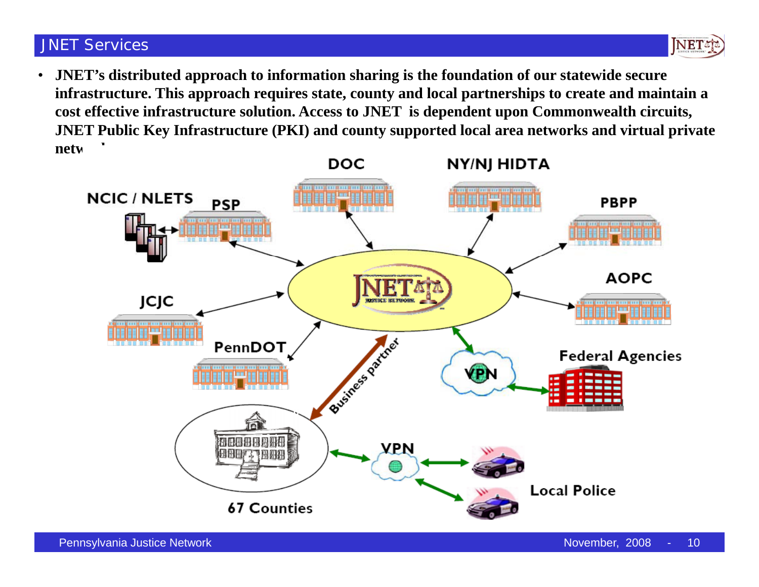# JNET Services

- **JNET's distributed approach to information sharing is the foundation of our statewide secure infrastructure. This approach requires state, county and local partnerships to create and maintain a cost effective infrastructure solution. Access to JNET is dependent upon Commonwealth circuits, JNET Public Key Infrastructure (PKI) and county supported local area networks and virtual private netw**

DOC

NY/NJ HIDTA

NCIC / NLETS

PSP

PBPP

AOPC

JCJC

PennDOT

Business partner

VPN

Federal Agencies

VPN

Local Police

67 Counties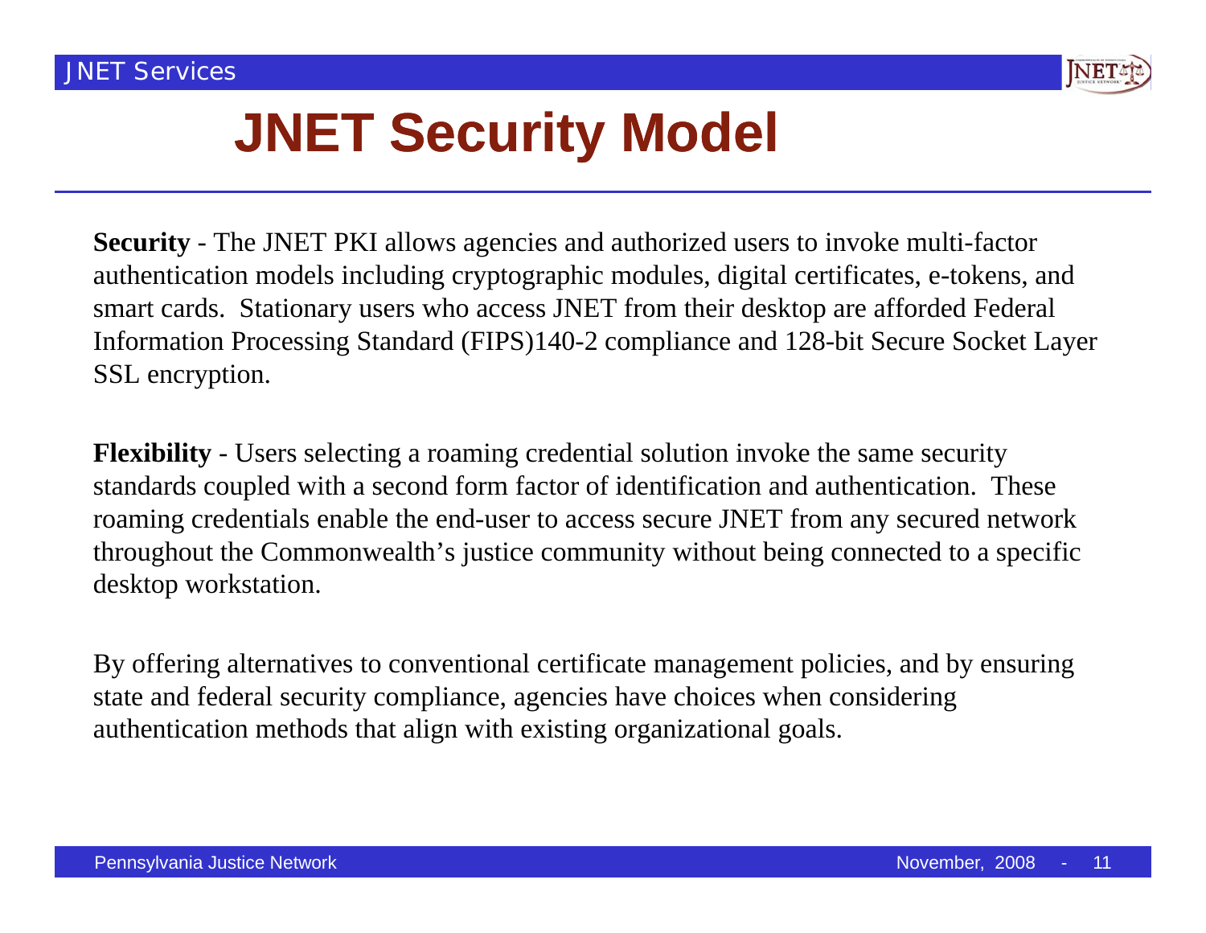# JNET Security Model

**Security** - The JNET PKI allows agencies and authorized users to invoke multi-factor authentication models including cryptographic modules, digital certificates, e-tokens, and smart cards. Stationary users who access JNET from their desktop are afforded Federal Information Processing Standard (FIPS)140-2 compliance and 128-bit Secure Socket Layer SSL encryption.

**Flexibility** - Users selecting a roaming credential solution invoke the same security standards coupled with a second form factor of identification and authentication. These roaming credentials enable the end-user to access secure JNET from any secured network throughout the Commonwealth's justice community without being connected to a specific desktop workstation.

By offering alternatives to conventional certificate management policies, and by ensuring state and federal security compliance, agencies have choices when considering authentication methods that align with existing organizational goals.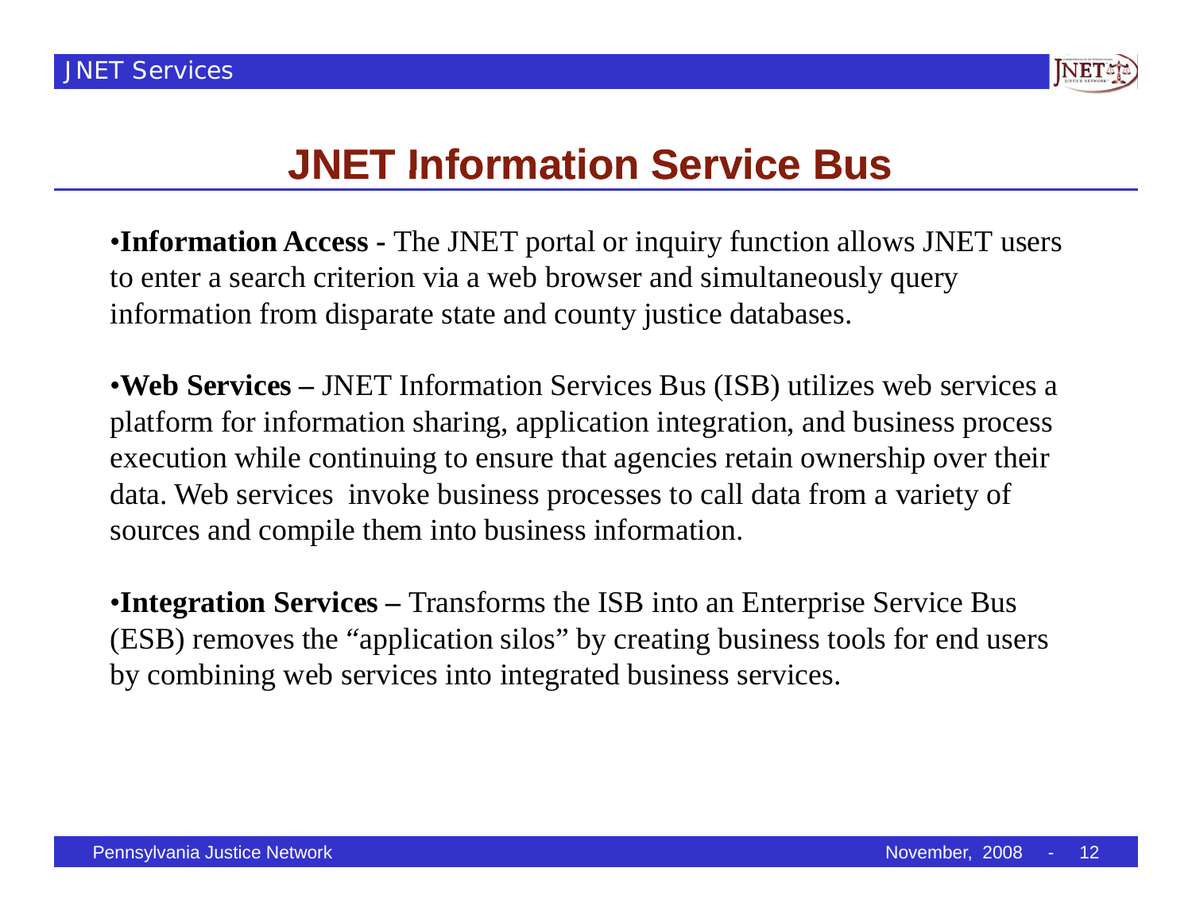# JNET Information Service Bus

- **Information Access -** The JNET portal or inquiry function allows JNET users to enter a search criterion via a web browser and simultaneously query information from disparate state and county justice databases.

- **Web Services –** JNET Information Services Bus (ISB) utilizes web services a platform for information sharing, application integration, and business process execution while continuing to ensure that agencies retain ownership over their data. Web services invoke business processes to call data from a variety of sources and compile them into business information.

- **Integration Services –** Transforms the ISB into an Enterprise Service Bus (ESB) removes the "application silos" by creating business tools for end users by combining web services into integrated business services.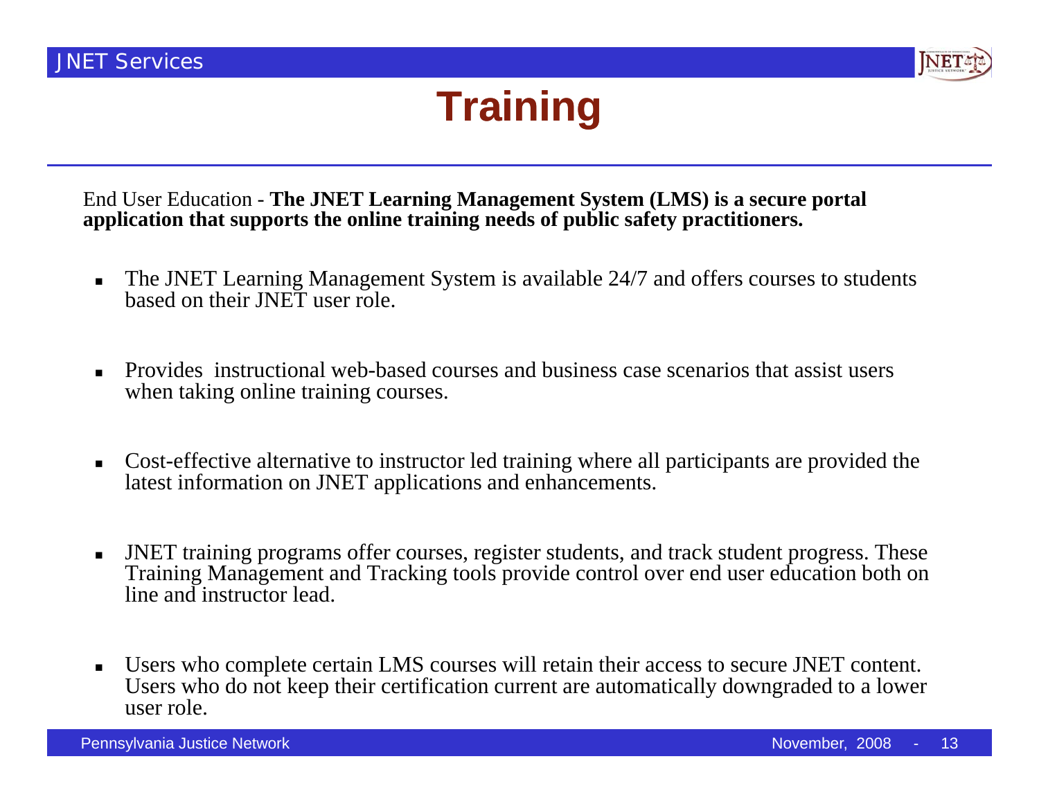# Training

End User Education - **The JNET Learning Management System (LMS) is a secure portal application that supports the online training needs of public safety practitioners.**

- The JNET Learning Management System is available 24/7 and offers courses to students based on their JNET user role.
- Provides instructional web-based courses and business case scenarios that assist users when taking online training courses.
- Cost-effective alternative to instructor led training where all participants are provided the latest information on JNET applications and enhancements.
- JNET training programs offer courses, register students, and track student progress. These Training Management and Tracking tools provide control over end user education both on line and instructor lead.
- Users who complete certain LMS courses will retain their access to secure JNET content. Users who do not keep their certification current are automatically downgraded to a lower user role.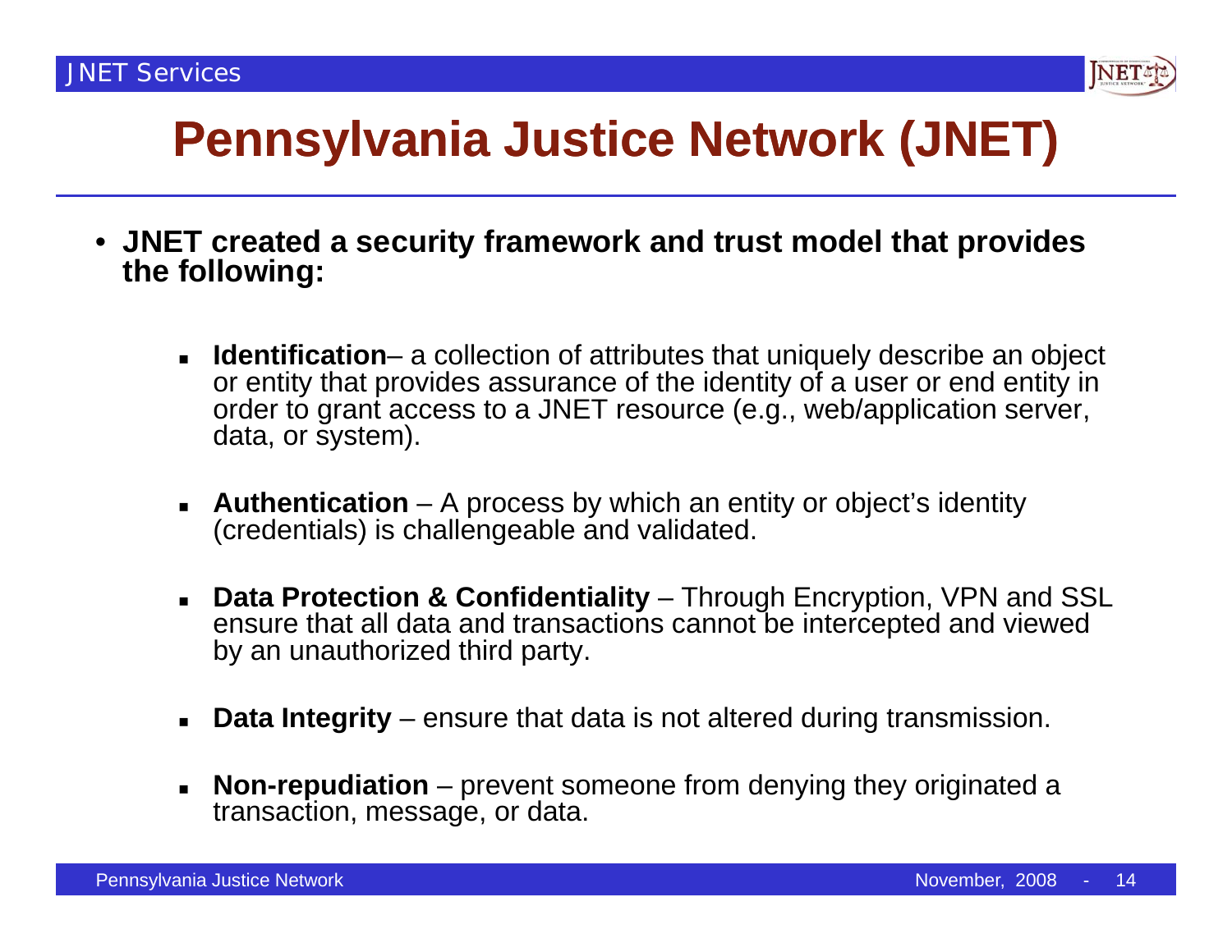# Pennsylvania Justice Network (JNET)

- **JNET created a security framework and trust model that provides the following:**
  - **Identification**– a collection of attributes that uniquely describe an object or entity that provides assurance of the identity of a user or end entity in order to grant access to a JNET resource (e.g., web/application server, data, or system).
  - **Authentication** – A process by which an entity or object's identity (credentials) is challengeable and validated.
  - **Data Protection & Confidentiality** – Through Encryption, VPN and SSL ensure that all data and transactions cannot be intercepted and viewed by an unauthorized third party.
  - **Data Integrity** – ensure that data is not altered during transmission.
  - **Non-repudiation** – prevent someone from denying they originated a transaction, message, or data.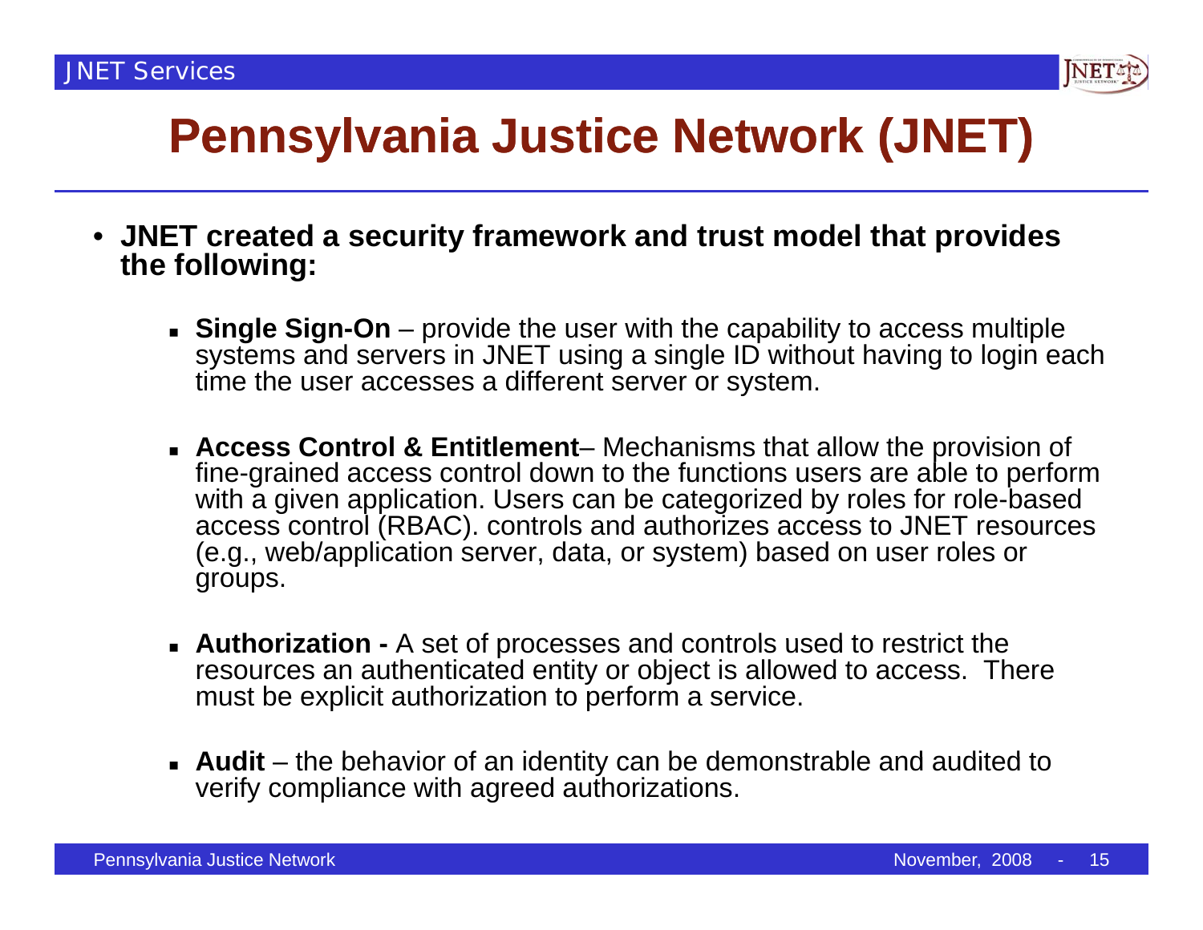# Pennsylvania Justice Network (JNET)

- **JNET created a security framework and trust model that provides the following:**

  - **Single Sign-On** – provide the user with the capability to access multiple systems and servers in JNET using a single ID without having to login each time the user accesses a different server or system.

  - **Access Control & Entitlement**– Mechanisms that allow the provision of fine-grained access control down to the functions users are able to perform with a given application. Users can be categorized by roles for role-based access control (RBAC). controls and authorizes access to JNET resources (e.g., web/application server, data, or system) based on user roles or groups.

  - **Authorization -** A set of processes and controls used to restrict the resources an authenticated entity or object is allowed to access. There must be explicit authorization to perform a service.

  - **Audit** – the behavior of an identity can be demonstrable and audited to verify compliance with agreed authorizations.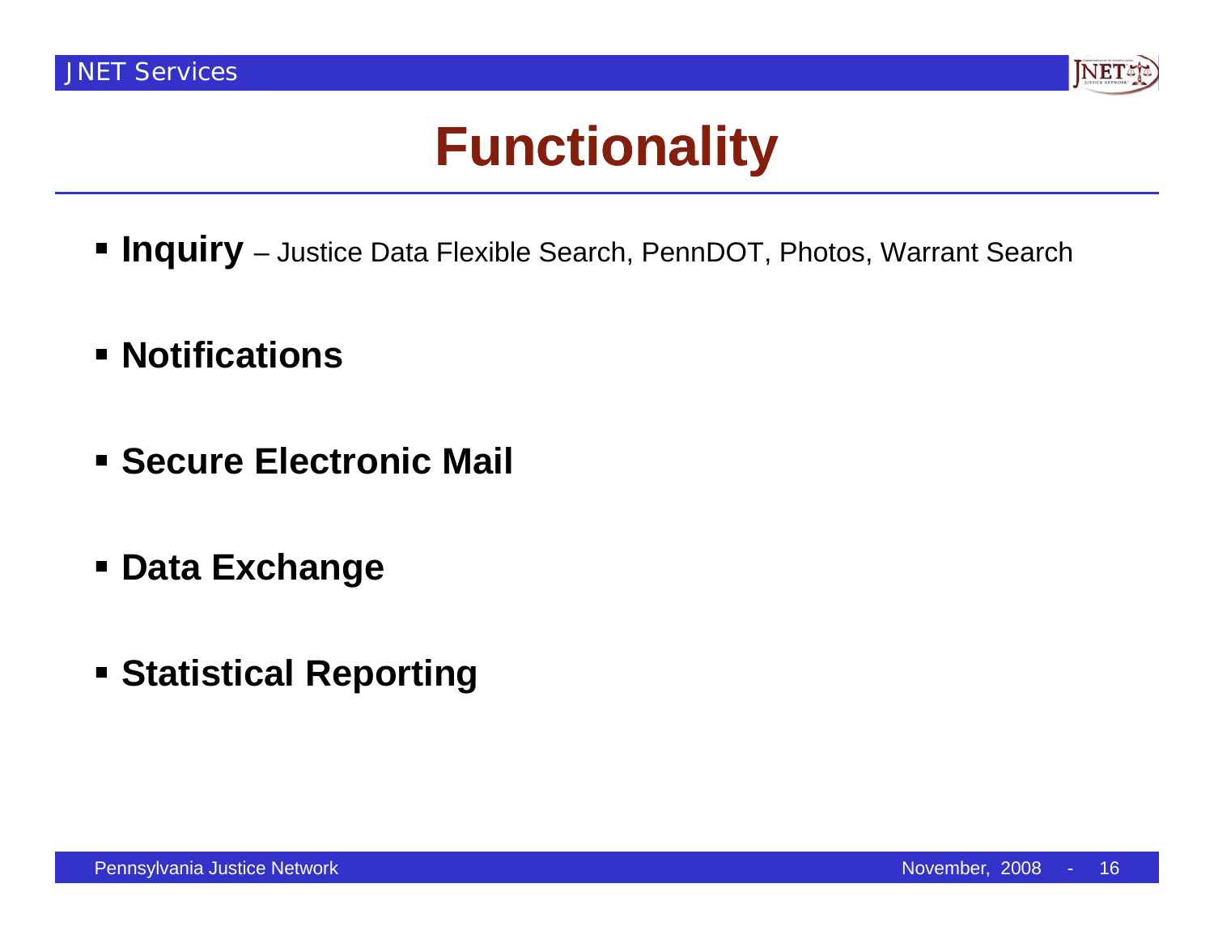# Functionality

- **Inquiry** – Justice Data Flexible Search, PennDOT, Photos, Warrant Search
- **Notifications**
- **Secure Electronic Mail**
- **Data Exchange**
- **Statistical Reporting**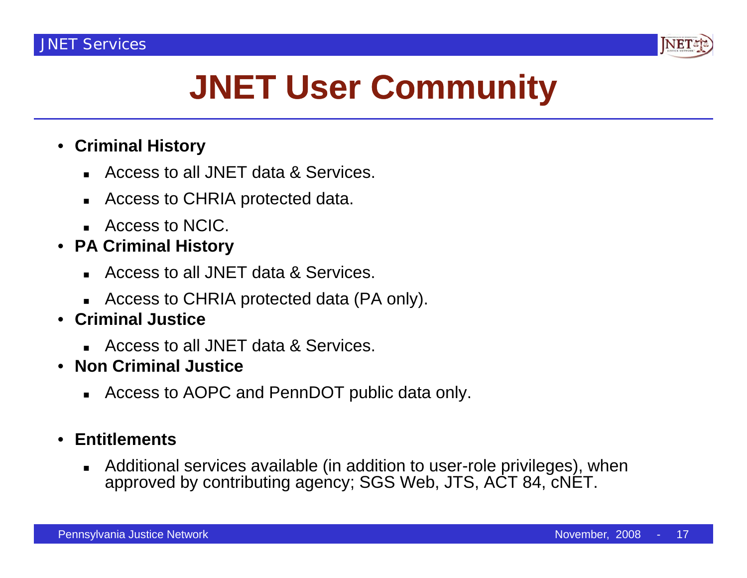# JNET User Community

- **Criminal History**
  - Access to all JNET data & Services.
  - Access to CHRIA protected data.
  - Access to NCIC.
- **PA Criminal History**
  - Access to all JNET data & Services.
  - Access to CHRIA protected data (PA only).
- **Criminal Justice**
  - Access to all JNET data & Services.
- **Non Criminal Justice**
  - Access to AOPC and PennDOT public data only.
- **Entitlements**
  - Additional services available (in addition to user-role privileges), when approved by contributing agency; SGS Web, JTS, ACT 84, cNET.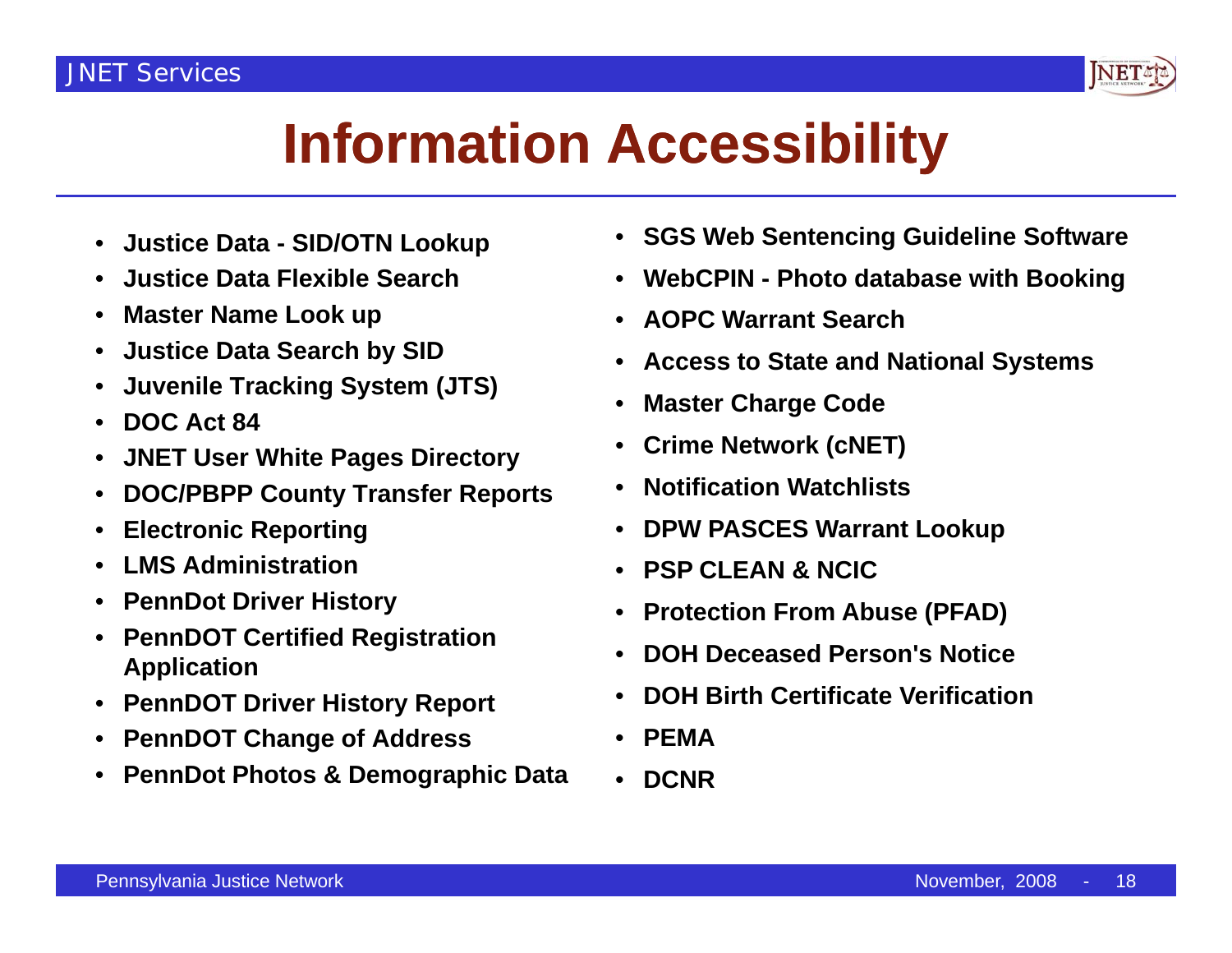# Information Accessibility

- **Justice Data - SID/OTN Lookup**
- **Justice Data Flexible Search**
- **Master Name Look up**
- **Justice Data Search by SID**
- **Juvenile Tracking System (JTS)**
- **DOC Act 84**
- **JNET User White Pages Directory**
- **DOC/PBPP County Transfer Reports**
- **Electronic Reporting**
- **LMS Administration**
- **PennDot Driver History**
- **PennDOT Certified Registration Application**
- **PennDOT Driver History Report**
- **PennDOT Change of Address**
- **PennDot Photos & Demographic Data**
- **SGS Web Sentencing Guideline Software**
- **WebCPIN - Photo database with Booking**
- **AOPC Warrant Search**
- **Access to State and National Systems**
- **Master Charge Code**
- **Crime Network (cNET)**
- **Notification Watchlists**
- **DPW PASCES Warrant Lookup**
- **PSP CLEAN & NCIC**
- **Protection From Abuse (PFAD)**
- **DOH Deceased Person's Notice**
- **DOH Birth Certificate Verification**
- **PEMA**
- **DCNR**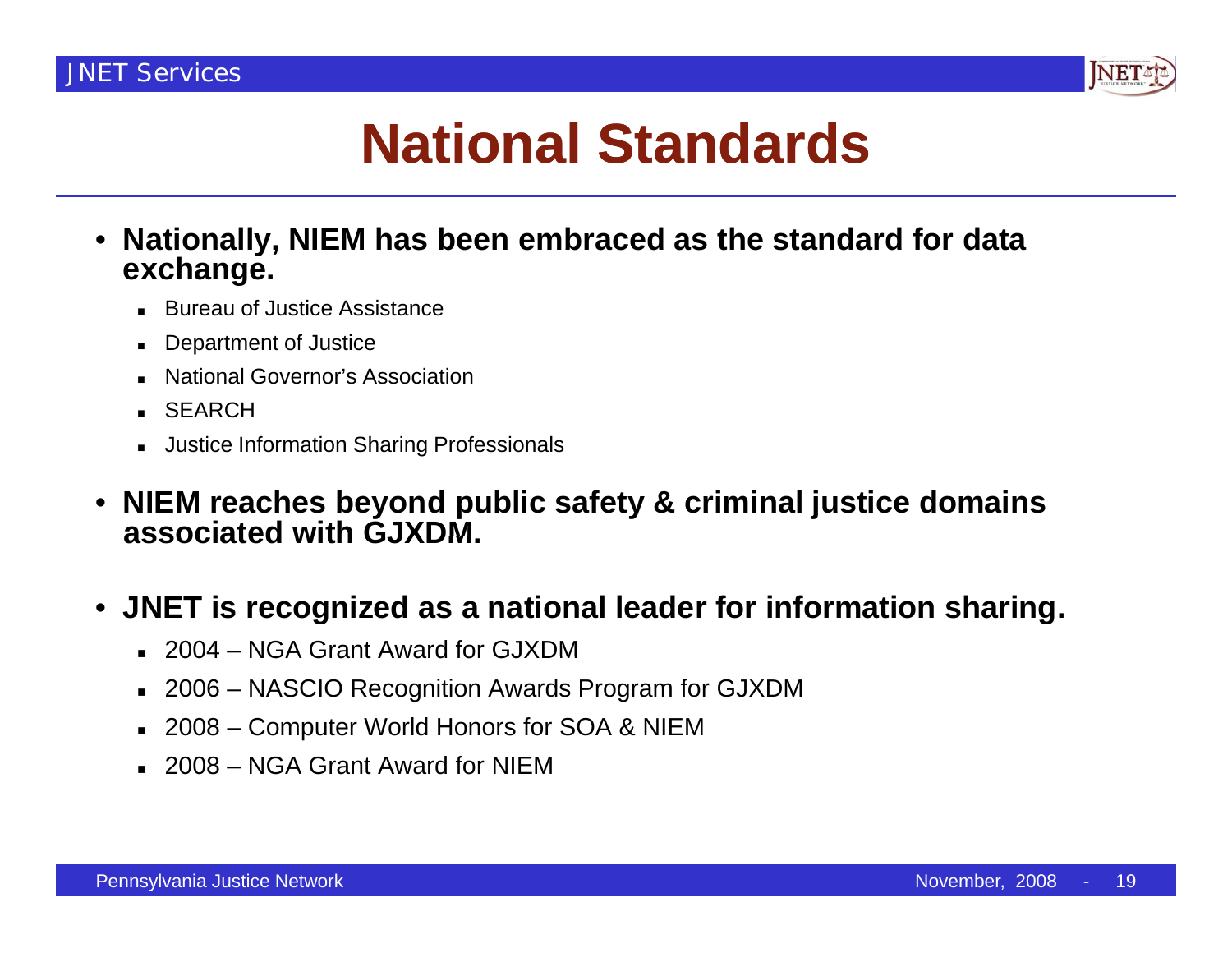# National Standards

- **Nationally, NIEM has been embraced as the standard for data exchange.**
  - Bureau of Justice Assistance
  - Department of Justice
  - National Governor's Association
  - SEARCH
  - Justice Information Sharing Professionals
- **NIEM reaches beyond public safety & criminal justice domains associated with GJXDM.**
- **JNET is recognized as a national leader for information sharing.**
  - 2004 – NGA Grant Award for GJXDM
  - 2006 – NASCIO Recognition Awards Program for GJXDM
  - 2008 – Computer World Honors for SOA & NIEM
  - 2008 – NGA Grant Award for NIEM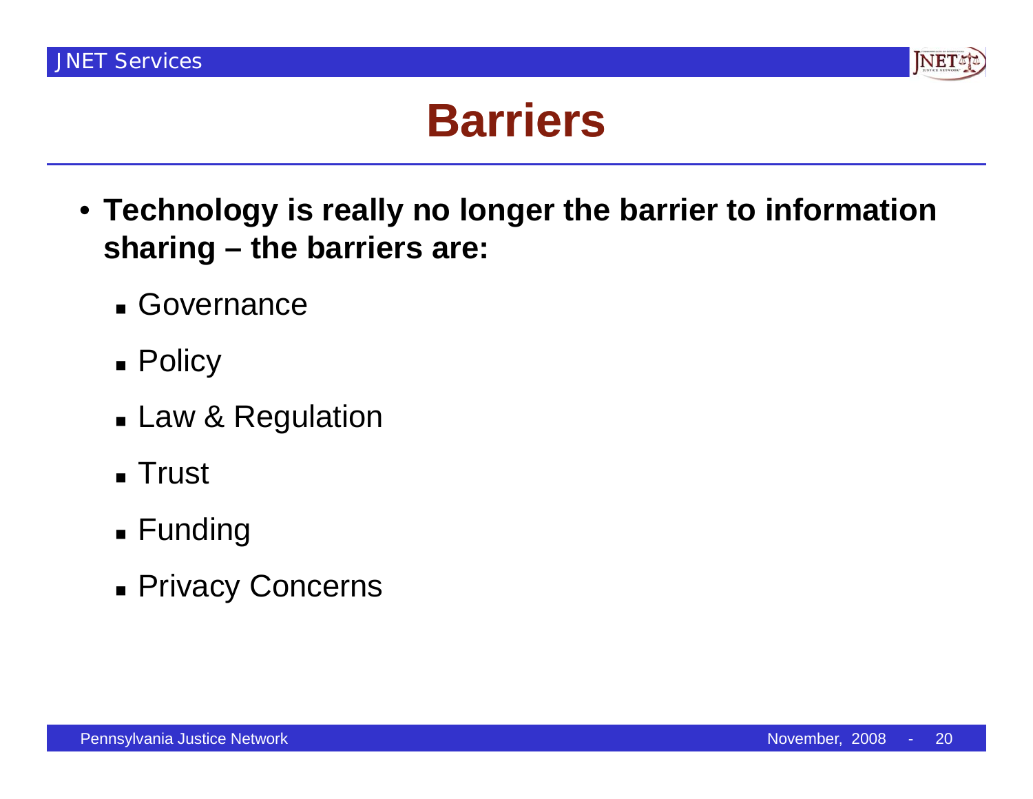# Barriers

- **Technology is really no longer the barrier to information sharing – the barriers are:**
  - Governance
  - Policy
  - Law & Regulation
  - Trust
  - Funding
  - Privacy Concerns